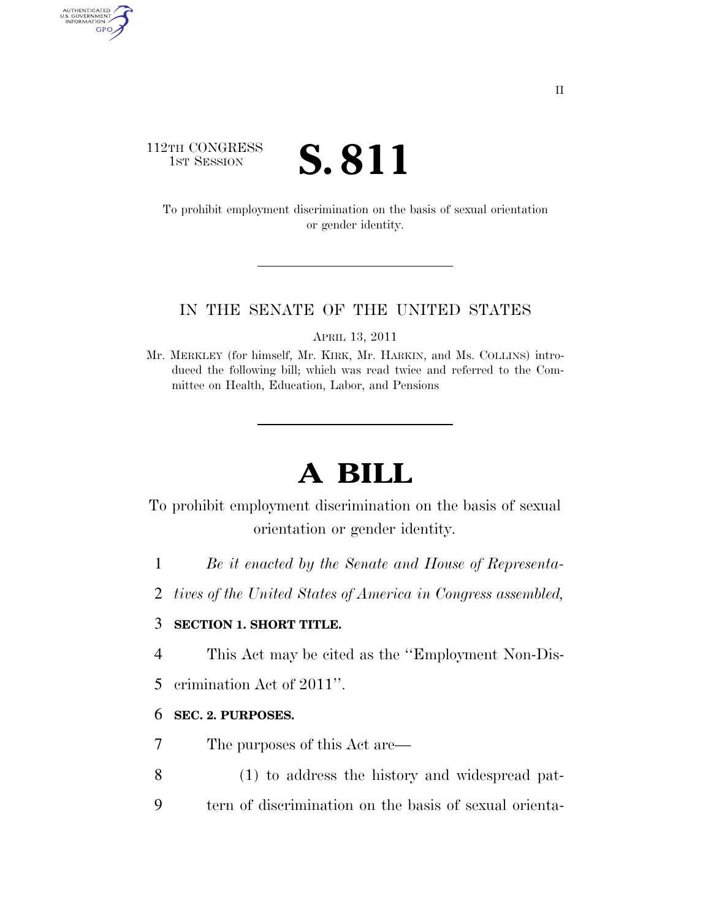II

112TH CONGRESS
1ST SESSION

# S. 811

To prohibit employment discrimination on the basis of sexual orientation or gender identity.

IN THE SENATE OF THE UNITED STATES

APRIL 13, 2011

Mr. MERKLEY (for himself, Mr. KIRK, Mr. HARKIN, and Ms. COLLINS) introduced the following bill; which was read twice and referred to the Committee on Health, Education, Labor, and Pensions

# A BILL

To prohibit employment discrimination on the basis of sexual orientation or gender identity.

1 *Be it enacted by the Senate and House of Representa-*
2 *tives of the United States of America in Congress assembled,*

3 **SECTION 1. SHORT TITLE.**

4 This Act may be cited as the ''Employment Non-Dis-
5 crimination Act of 2011''.

6 **SEC. 2. PURPOSES.**

7 The purposes of this Act are—

8 (1) to address the history and widespread pat-
9 tern of discrimination on the basis of sexual orienta-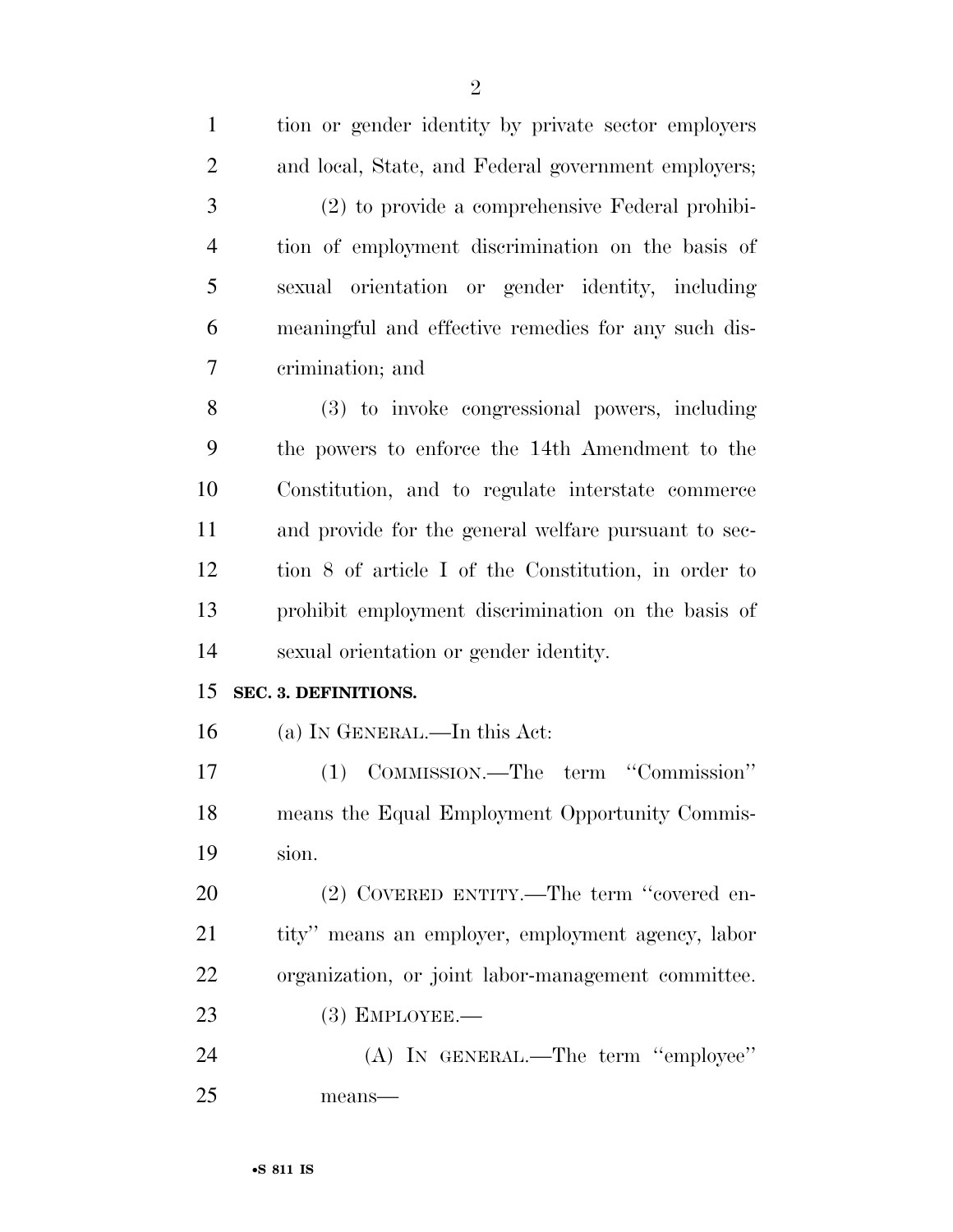tion or gender identity by private sector employers and local, State, and Federal government employers;

(2) to provide a comprehensive Federal prohibition of employment discrimination on the basis of sexual orientation or gender identity, including meaningful and effective remedies for any such discrimination; and

(3) to invoke congressional powers, including the powers to enforce the 14th Amendment to the Constitution, and to regulate interstate commerce and provide for the general welfare pursuant to section 8 of article I of the Constitution, in order to prohibit employment discrimination on the basis of sexual orientation or gender identity.

**SEC. 3. DEFINITIONS.**

(a) IN GENERAL.—In this Act:

(1) COMMISSION.—The term ''Commission'' means the Equal Employment Opportunity Commission.

(2) COVERED ENTITY.—The term ''covered entity'' means an employer, employment agency, labor organization, or joint labor-management committee.

(3) EMPLOYEE.—

(A) IN GENERAL.—The term ''employee'' means—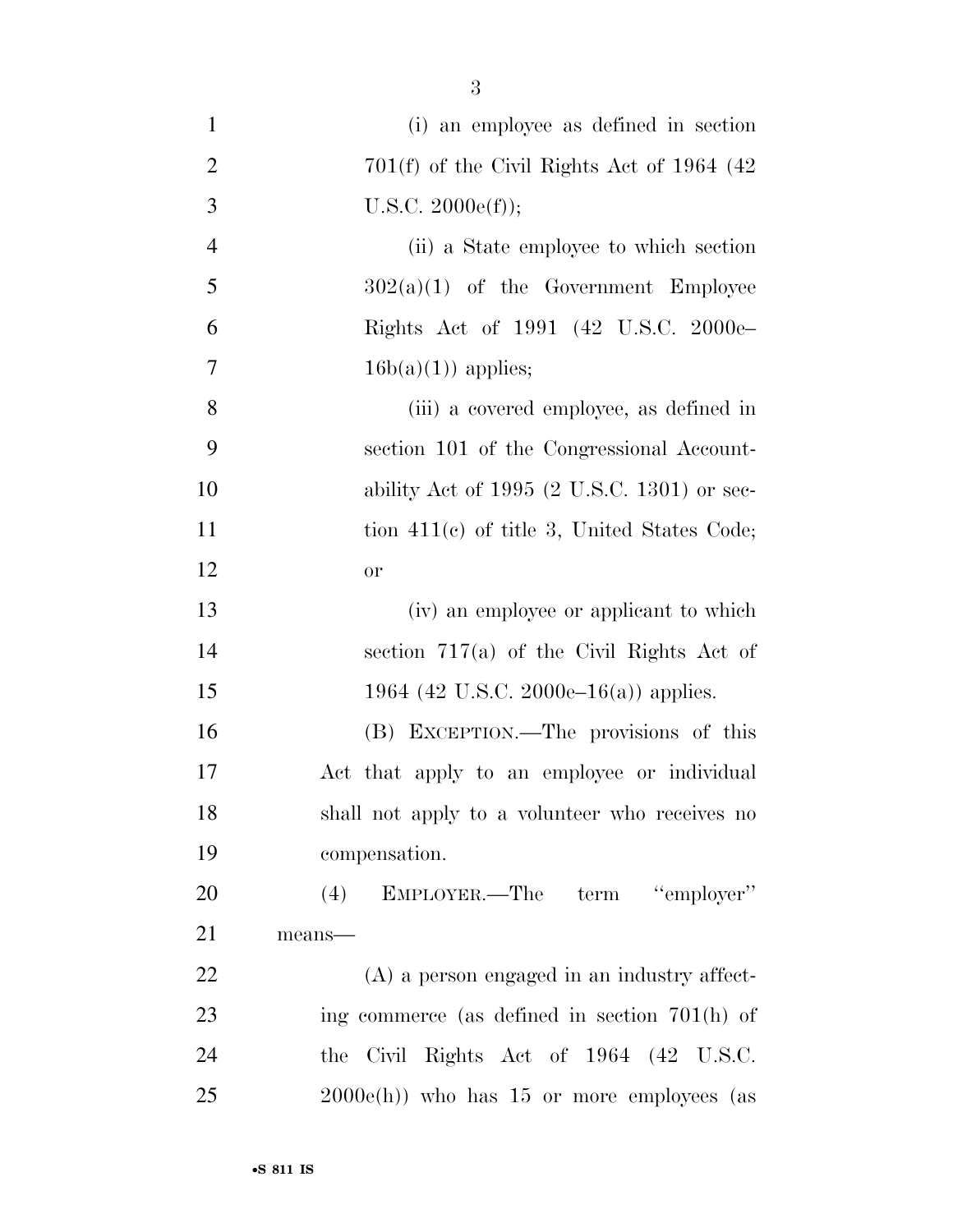(i) an employee as defined in section 701(f) of the Civil Rights Act of 1964 (42 U.S.C. 2000e(f));

(ii) a State employee to which section 302(a)(1) of the Government Employee Rights Act of 1991 (42 U.S.C. 2000e–16b(a)(1)) applies;

(iii) a covered employee, as defined in section 101 of the Congressional Accountability Act of 1995 (2 U.S.C. 1301) or section 411(c) of title 3, United States Code; or

(iv) an employee or applicant to which section 717(a) of the Civil Rights Act of 1964 (42 U.S.C. 2000e–16(a)) applies.

(B) EXCEPTION.—The provisions of this Act that apply to an employee or individual shall not apply to a volunteer who receives no compensation.

(4) EMPLOYER.—The term "employer" means—

(A) a person engaged in an industry affecting commerce (as defined in section 701(h) of the Civil Rights Act of 1964 (42 U.S.C. 2000e(h)) who has 15 or more employees (as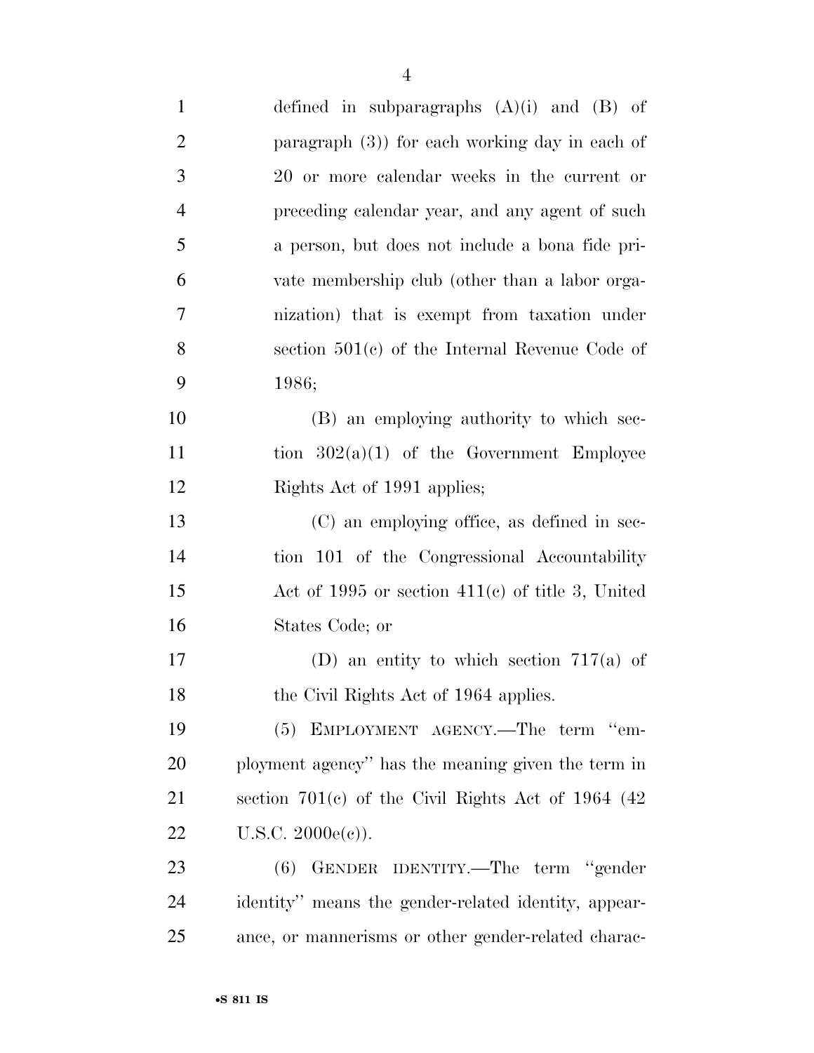defined in subparagraphs (A)(i) and (B) of paragraph (3)) for each working day in each of 20 or more calendar weeks in the current or preceding calendar year, and any agent of such a person, but does not include a bona fide private membership club (other than a labor organization) that is exempt from taxation under section 501(c) of the Internal Revenue Code of 1986;

(B) an employing authority to which section 302(a)(1) of the Government Employee Rights Act of 1991 applies;

(C) an employing office, as defined in section 101 of the Congressional Accountability Act of 1995 or section 411(c) of title 3, United States Code; or

(D) an entity to which section 717(a) of the Civil Rights Act of 1964 applies.

(5) EMPLOYMENT AGENCY.—The term "employment agency" has the meaning given the term in section 701(c) of the Civil Rights Act of 1964 (42 U.S.C. 2000e(c)).

(6) GENDER IDENTITY.—The term "gender identity" means the gender-related identity, appearance, or mannerisms or other gender-related charac-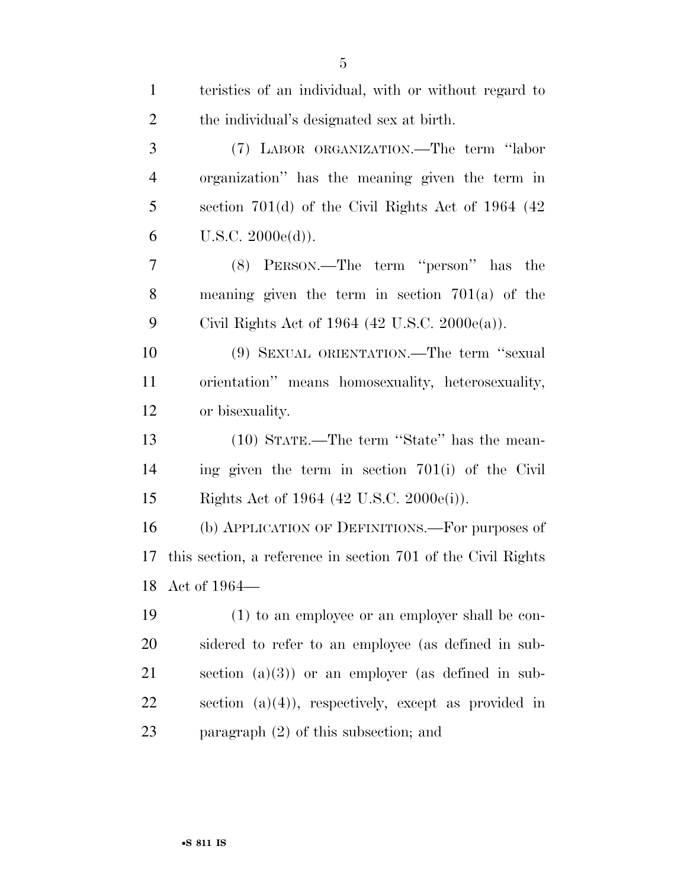teristics of an individual, with or without regard to the individual's designated sex at birth.

(7) LABOR ORGANIZATION.—The term "labor organization" has the meaning given the term in section 701(d) of the Civil Rights Act of 1964 (42 U.S.C. 2000e(d)).

(8) PERSON.—The term "person" has the meaning given the term in section 701(a) of the Civil Rights Act of 1964 (42 U.S.C. 2000e(a)).

(9) SEXUAL ORIENTATION.—The term "sexual orientation" means homosexuality, heterosexuality, or bisexuality.

(10) STATE.—The term "State" has the meaning given the term in section 701(i) of the Civil Rights Act of 1964 (42 U.S.C. 2000e(i)).

(b) APPLICATION OF DEFINITIONS.—For purposes of this section, a reference in section 701 of the Civil Rights Act of 1964—

(1) to an employee or an employer shall be considered to refer to an employee (as defined in subsection (a)(3)) or an employer (as defined in subsection (a)(4)), respectively, except as provided in paragraph (2) of this subsection; and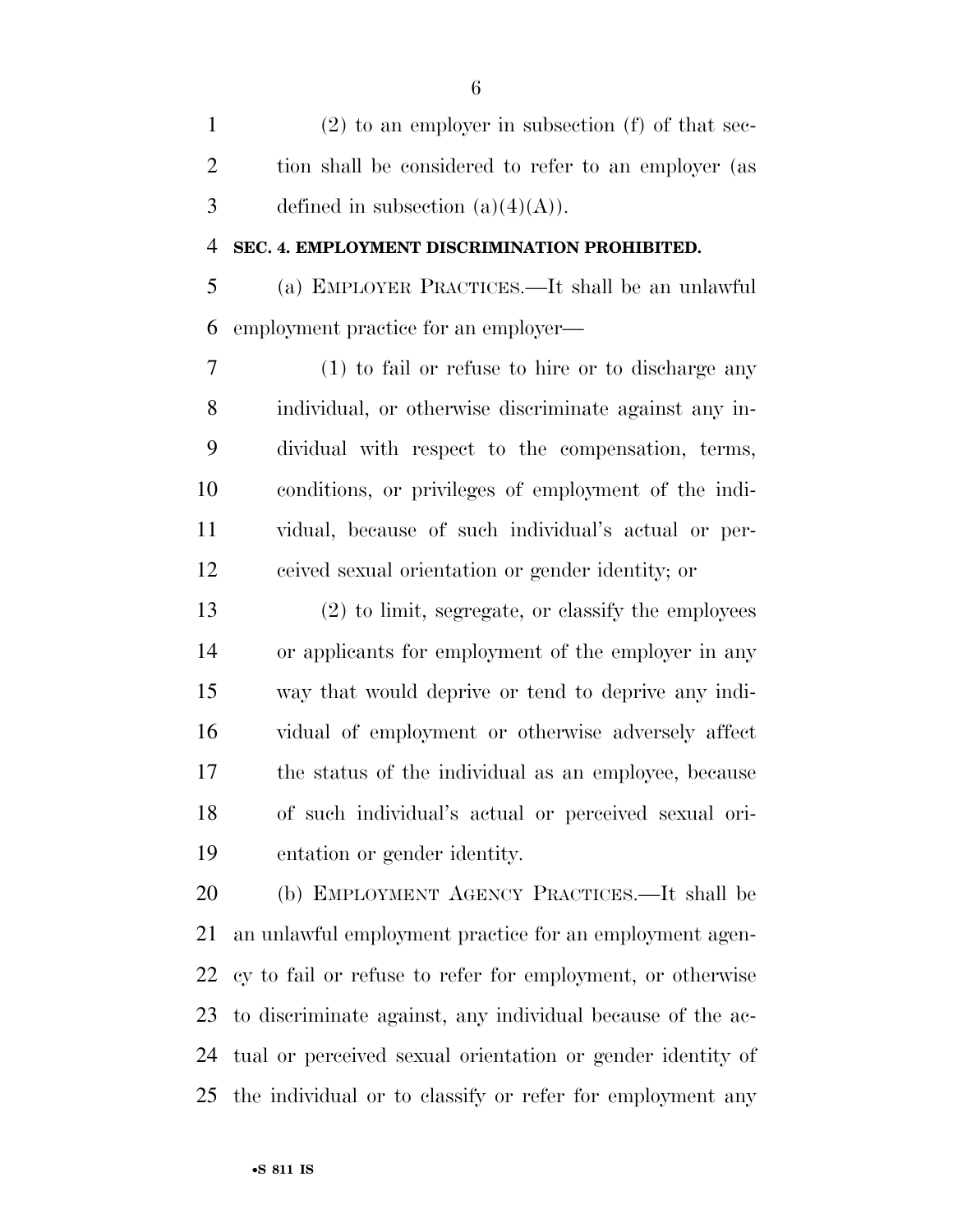(2) to an employer in subsection (f) of that section shall be considered to refer to an employer (as defined in subsection (a)(4)(A)).

**SEC. 4. EMPLOYMENT DISCRIMINATION PROHIBITED.**

(a) EMPLOYER PRACTICES.—It shall be an unlawful employment practice for an employer—

(1) to fail or refuse to hire or to discharge any individual, or otherwise discriminate against any individual with respect to the compensation, terms, conditions, or privileges of employment of the individual, because of such individual's actual or perceived sexual orientation or gender identity; or

(2) to limit, segregate, or classify the employees or applicants for employment of the employer in any way that would deprive or tend to deprive any individual of employment or otherwise adversely affect the status of the individual as an employee, because of such individual's actual or perceived sexual orientation or gender identity.

(b) EMPLOYMENT AGENCY PRACTICES.—It shall be an unlawful employment practice for an employment agency to fail or refuse to refer for employment, or otherwise to discriminate against, any individual because of the actual or perceived sexual orientation or gender identity of the individual or to classify or refer for employment any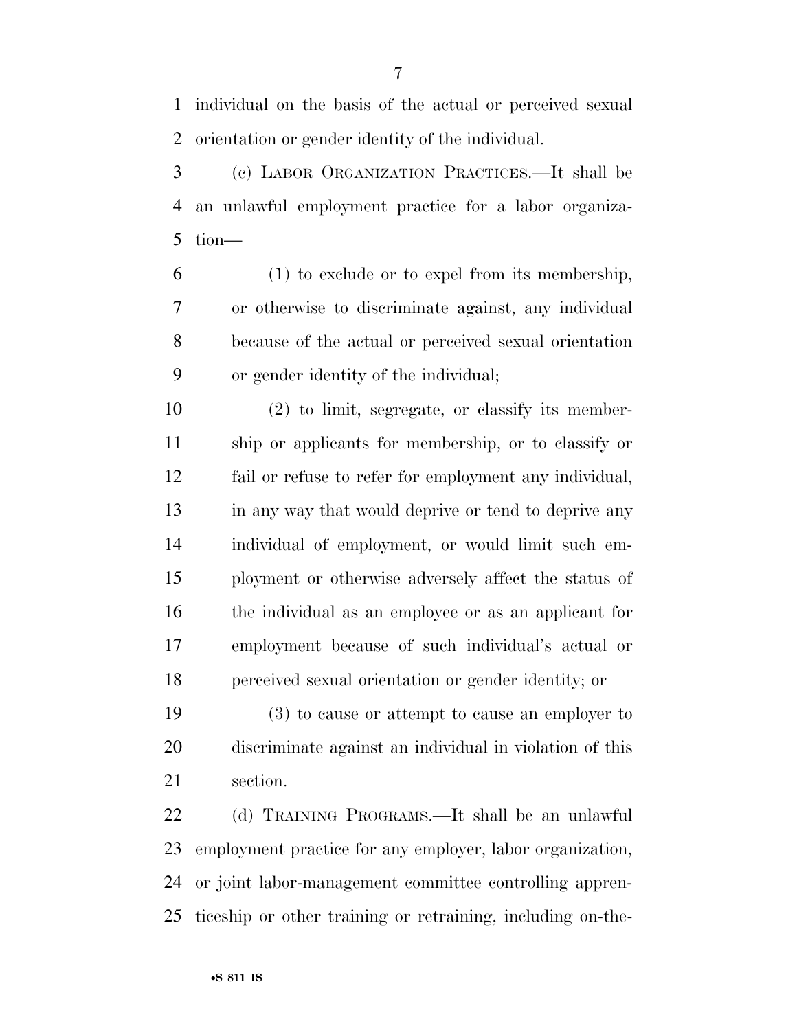individual on the basis of the actual or perceived sexual orientation or gender identity of the individual.

(c) LABOR ORGANIZATION PRACTICES.—It shall be an unlawful employment practice for a labor organization—

(1) to exclude or to expel from its membership, or otherwise to discriminate against, any individual because of the actual or perceived sexual orientation or gender identity of the individual;

(2) to limit, segregate, or classify its membership or applicants for membership, or to classify or fail or refuse to refer for employment any individual, in any way that would deprive or tend to deprive any individual of employment, or would limit such employment or otherwise adversely affect the status of the individual as an employee or as an applicant for employment because of such individual's actual or perceived sexual orientation or gender identity; or

(3) to cause or attempt to cause an employer to discriminate against an individual in violation of this section.

(d) TRAINING PROGRAMS.—It shall be an unlawful employment practice for any employer, labor organization, or joint labor-management committee controlling apprenticeship or other training or retraining, including on-the-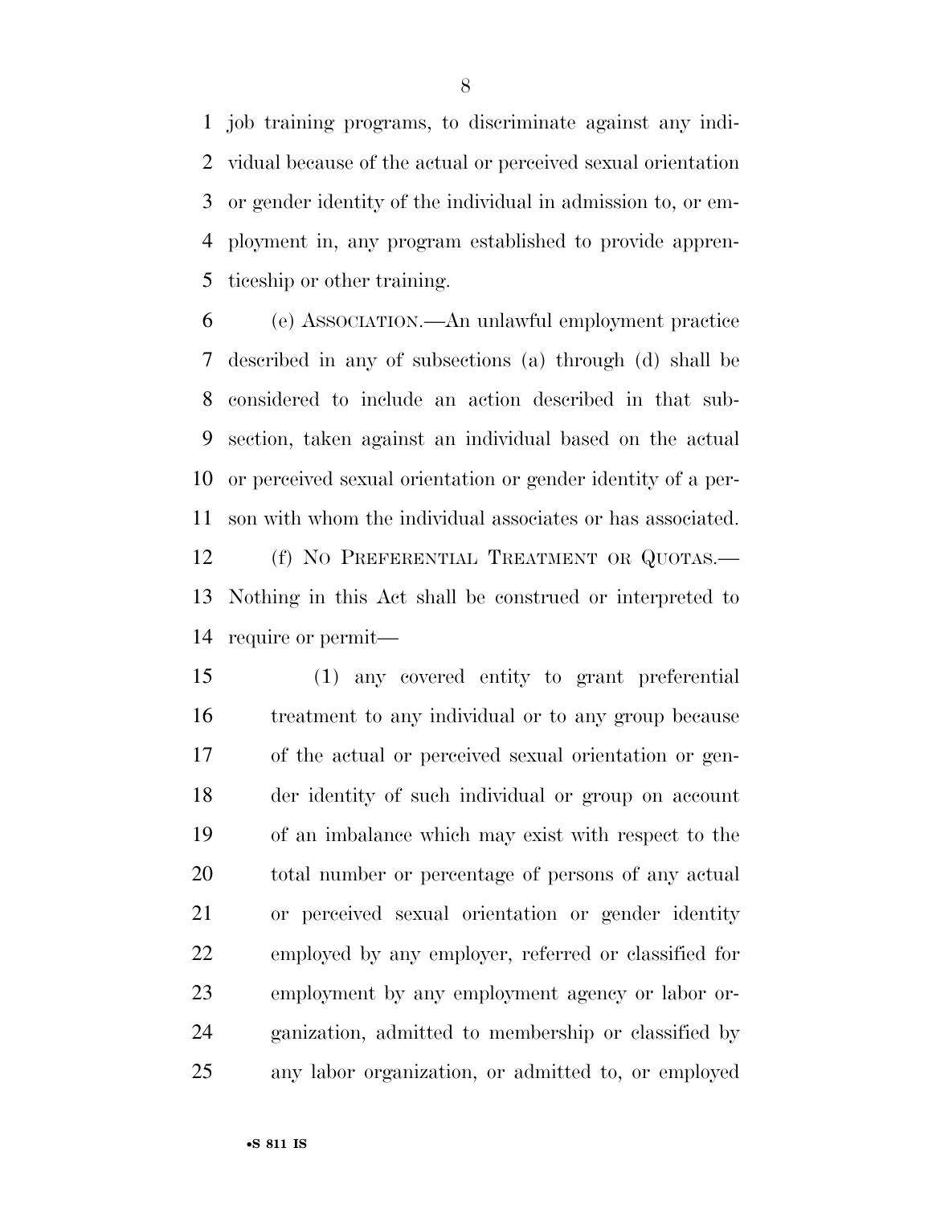job training programs, to discriminate against any individual because of the actual or perceived sexual orientation or gender identity of the individual in admission to, or employment in, any program established to provide apprenticeship or other training.

(e) ASSOCIATION.—An unlawful employment practice described in any of subsections (a) through (d) shall be considered to include an action described in that subsection, taken against an individual based on the actual or perceived sexual orientation or gender identity of a person with whom the individual associates or has associated.

(f) NO PREFERENTIAL TREATMENT OR QUOTAS.—Nothing in this Act shall be construed or interpreted to require or permit—

(1) any covered entity to grant preferential treatment to any individual or to any group because of the actual or perceived sexual orientation or gender identity of such individual or group on account of an imbalance which may exist with respect to the total number or percentage of persons of any actual or perceived sexual orientation or gender identity employed by any employer, referred or classified for employment by any employment agency or labor organization, admitted to membership or classified by any labor organization, or admitted to, or employed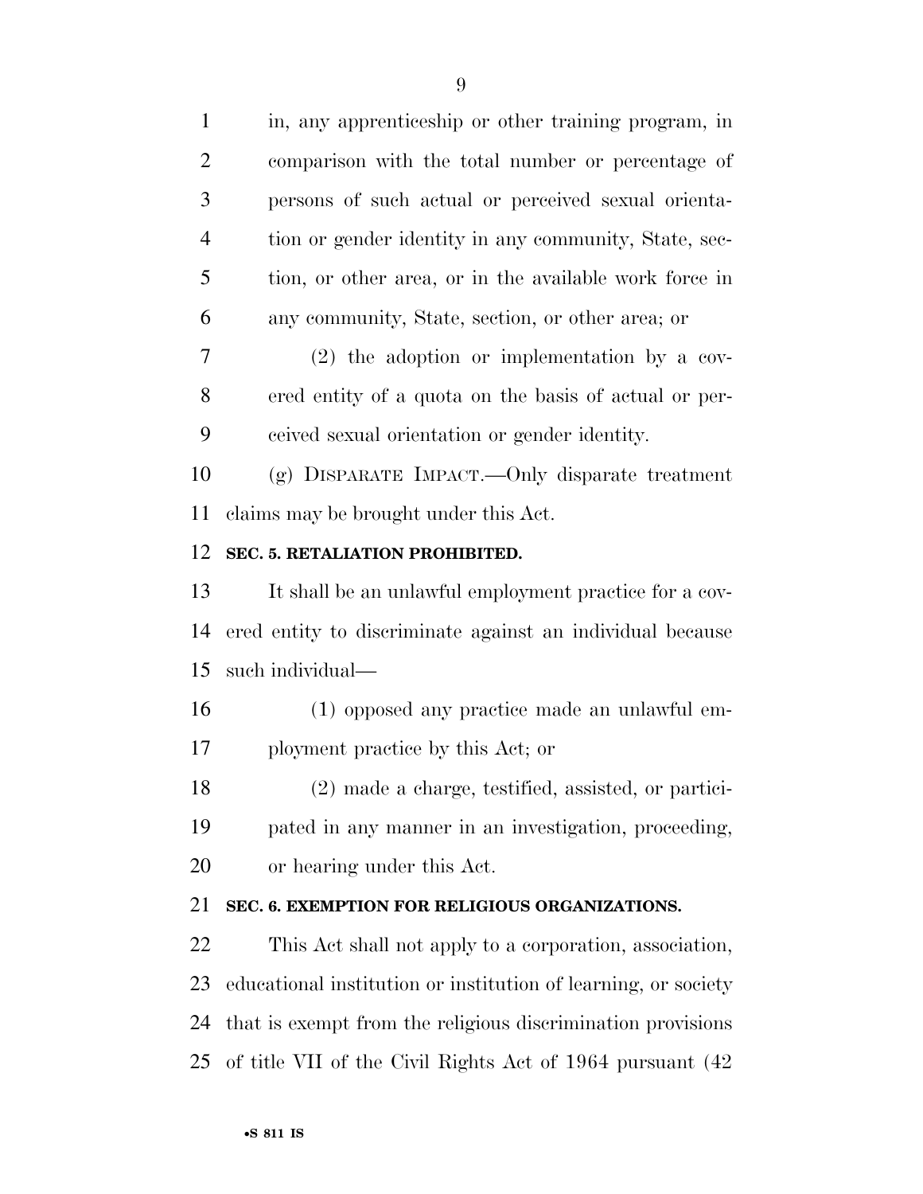in, any apprenticeship or other training program, in comparison with the total number or percentage of persons of such actual or perceived sexual orientation or gender identity in any community, State, section, or other area, or in the available work force in any community, State, section, or other area; or

(2) the adoption or implementation by a covered entity of a quota on the basis of actual or perceived sexual orientation or gender identity.

(g) DISPARATE IMPACT.—Only disparate treatment claims may be brought under this Act.

**SEC. 5. RETALIATION PROHIBITED.**

It shall be an unlawful employment practice for a covered entity to discriminate against an individual because such individual—

(1) opposed any practice made an unlawful employment practice by this Act; or

(2) made a charge, testified, assisted, or participated in any manner in an investigation, proceeding, or hearing under this Act.

**SEC. 6. EXEMPTION FOR RELIGIOUS ORGANIZATIONS.**

This Act shall not apply to a corporation, association, educational institution or institution of learning, or society that is exempt from the religious discrimination provisions of title VII of the Civil Rights Act of 1964 pursuant (42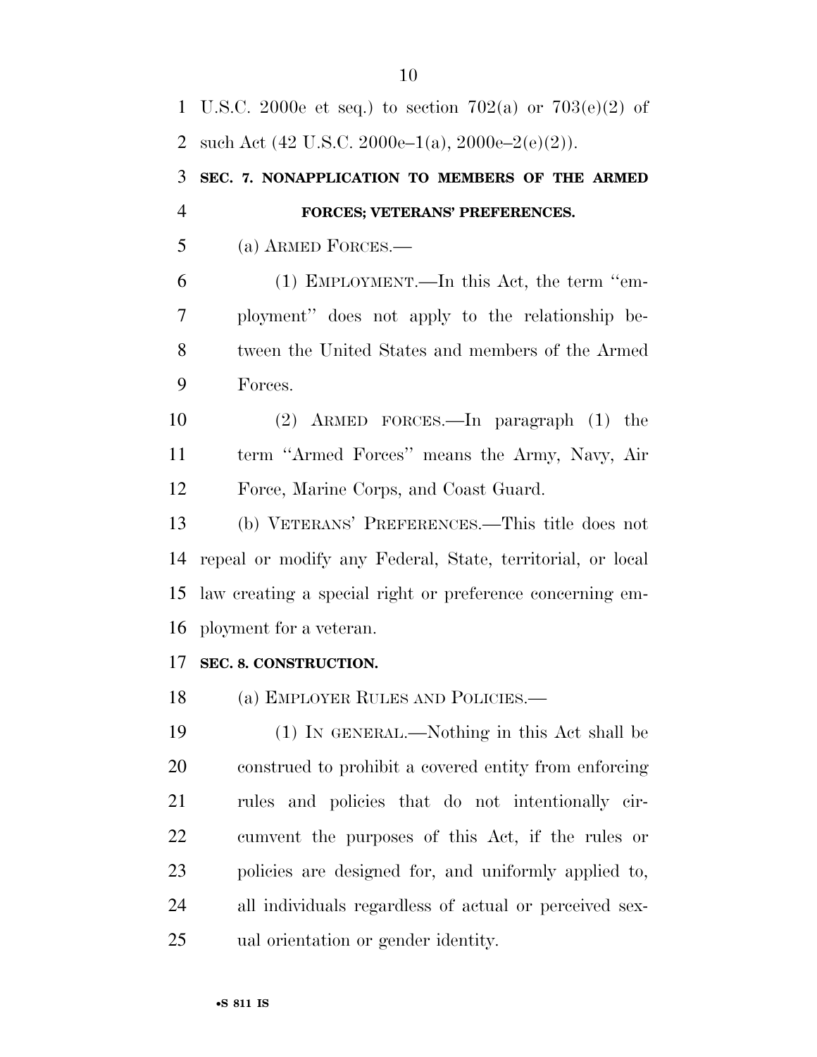U.S.C. 2000e et seq.) to section 702(a) or 703(e)(2) of such Act (42 U.S.C. 2000e–1(a), 2000e–2(e)(2)).

**SEC. 7. NONAPPLICATION TO MEMBERS OF THE ARMED FORCES; VETERANS' PREFERENCES.**

(a) ARMED FORCES.—

(1) EMPLOYMENT.—In this Act, the term ''employment'' does not apply to the relationship between the United States and members of the Armed Forces.

(2) ARMED FORCES.—In paragraph (1) the term ''Armed Forces'' means the Army, Navy, Air Force, Marine Corps, and Coast Guard.

(b) VETERANS' PREFERENCES.—This title does not repeal or modify any Federal, State, territorial, or local law creating a special right or preference concerning employment for a veteran.

**SEC. 8. CONSTRUCTION.**

(a) EMPLOYER RULES AND POLICIES.—

(1) IN GENERAL.—Nothing in this Act shall be construed to prohibit a covered entity from enforcing rules and policies that do not intentionally circumvent the purposes of this Act, if the rules or policies are designed for, and uniformly applied to, all individuals regardless of actual or perceived sexual orientation or gender identity.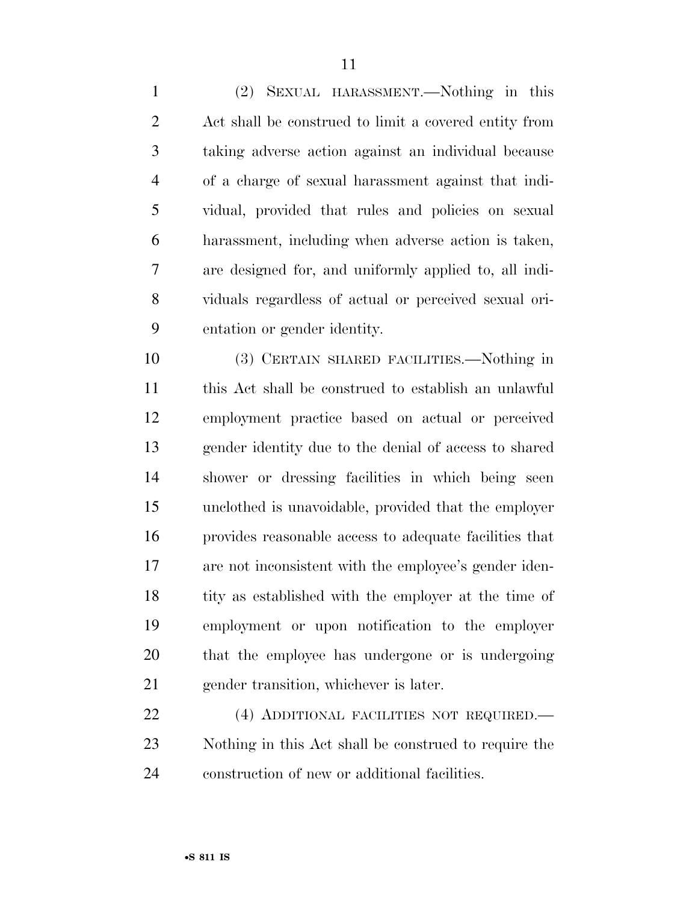(2) SEXUAL HARASSMENT.—Nothing in this Act shall be construed to limit a covered entity from taking adverse action against an individual because of a charge of sexual harassment against that individual, provided that rules and policies on sexual harassment, including when adverse action is taken, are designed for, and uniformly applied to, all individuals regardless of actual or perceived sexual orientation or gender identity.

(3) CERTAIN SHARED FACILITIES.—Nothing in this Act shall be construed to establish an unlawful employment practice based on actual or perceived gender identity due to the denial of access to shared shower or dressing facilities in which being seen unclothed is unavoidable, provided that the employer provides reasonable access to adequate facilities that are not inconsistent with the employee's gender identity as established with the employer at the time of employment or upon notification to the employer that the employee has undergone or is undergoing gender transition, whichever is later.

(4) ADDITIONAL FACILITIES NOT REQUIRED.—Nothing in this Act shall be construed to require the construction of new or additional facilities.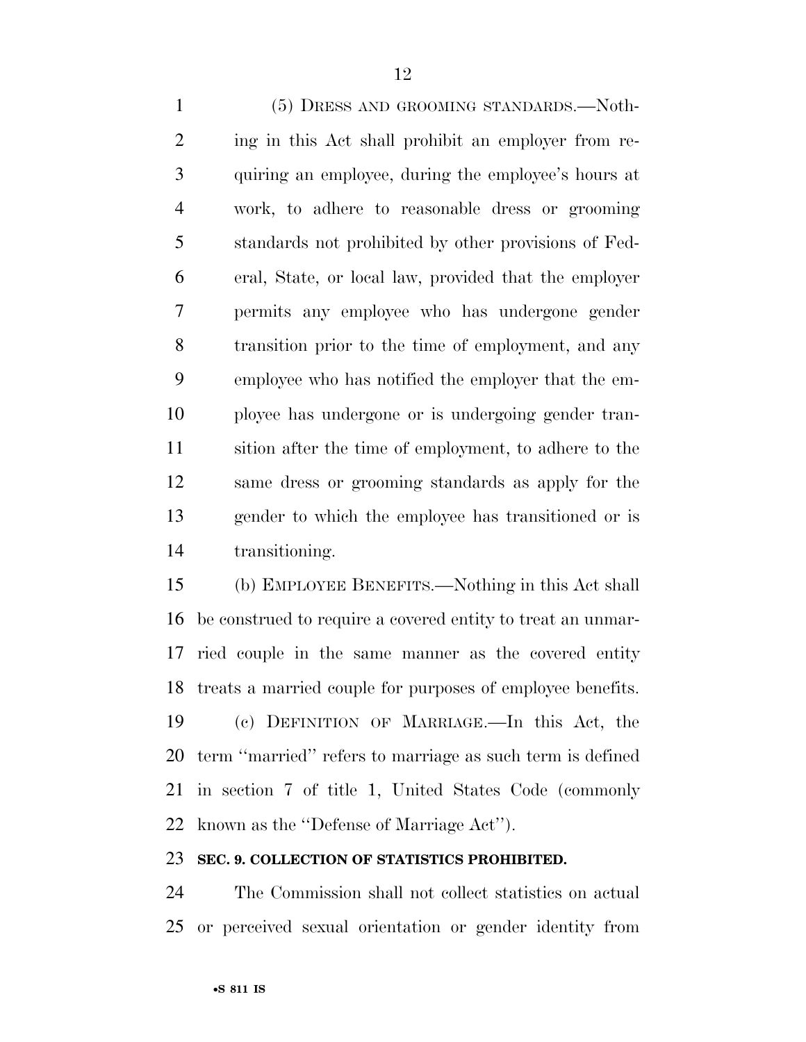(5) DRESS AND GROOMING STANDARDS.—Nothing in this Act shall prohibit an employer from requiring an employee, during the employee's hours at work, to adhere to reasonable dress or grooming standards not prohibited by other provisions of Federal, State, or local law, provided that the employer permits any employee who has undergone gender transition prior to the time of employment, and any employee who has notified the employer that the employee has undergone or is undergoing gender transition after the time of employment, to adhere to the same dress or grooming standards as apply for the gender to which the employee has transitioned or is transitioning.

(b) EMPLOYEE BENEFITS.—Nothing in this Act shall be construed to require a covered entity to treat an unmarried couple in the same manner as the covered entity treats a married couple for purposes of employee benefits.

(c) DEFINITION OF MARRIAGE.—In this Act, the term ''married'' refers to marriage as such term is defined in section 7 of title 1, United States Code (commonly known as the ''Defense of Marriage Act'').

**SEC. 9. COLLECTION OF STATISTICS PROHIBITED.**

The Commission shall not collect statistics on actual or perceived sexual orientation or gender identity from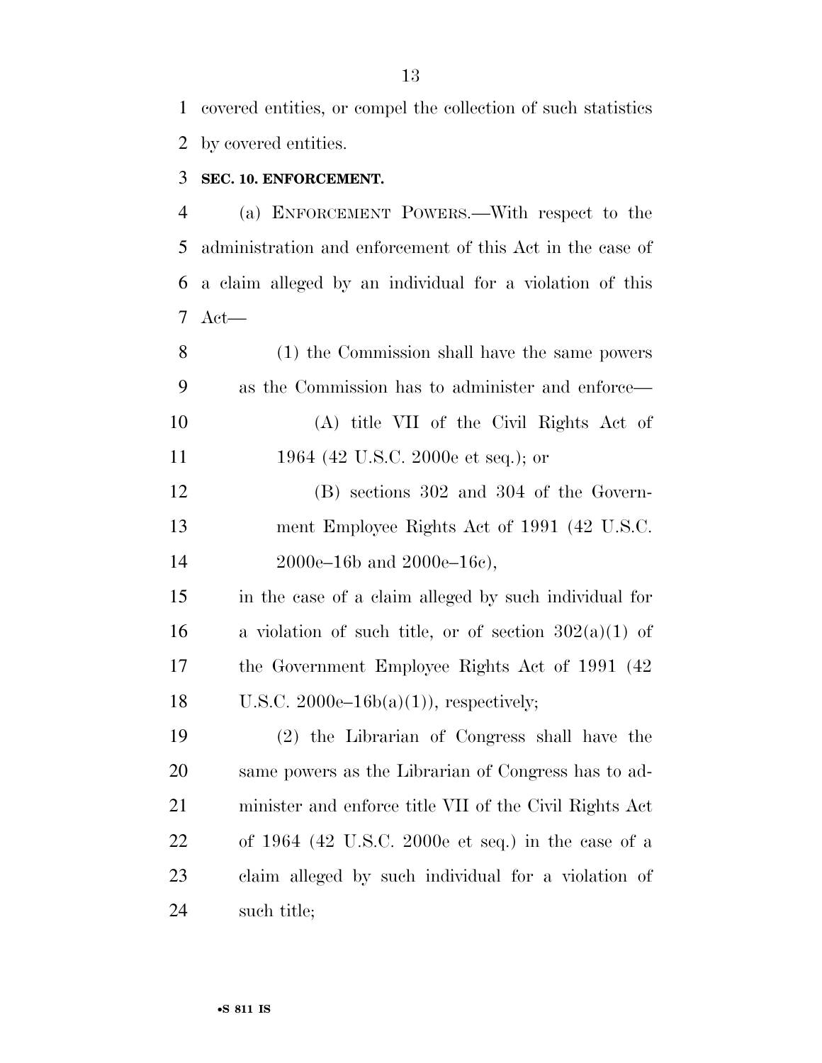covered entities, or compel the collection of such statistics by covered entities.

**SEC. 10. ENFORCEMENT.**

(a) ENFORCEMENT POWERS.—With respect to the administration and enforcement of this Act in the case of a claim alleged by an individual for a violation of this Act—

(1) the Commission shall have the same powers as the Commission has to administer and enforce—

(A) title VII of the Civil Rights Act of 1964 (42 U.S.C. 2000e et seq.); or

(B) sections 302 and 304 of the Government Employee Rights Act of 1991 (42 U.S.C. 2000e–16b and 2000e–16c),

in the case of a claim alleged by such individual for a violation of such title, or of section 302(a)(1) of the Government Employee Rights Act of 1991 (42 U.S.C. 2000e–16b(a)(1)), respectively;

(2) the Librarian of Congress shall have the same powers as the Librarian of Congress has to administer and enforce title VII of the Civil Rights Act of 1964 (42 U.S.C. 2000e et seq.) in the case of a claim alleged by such individual for a violation of such title;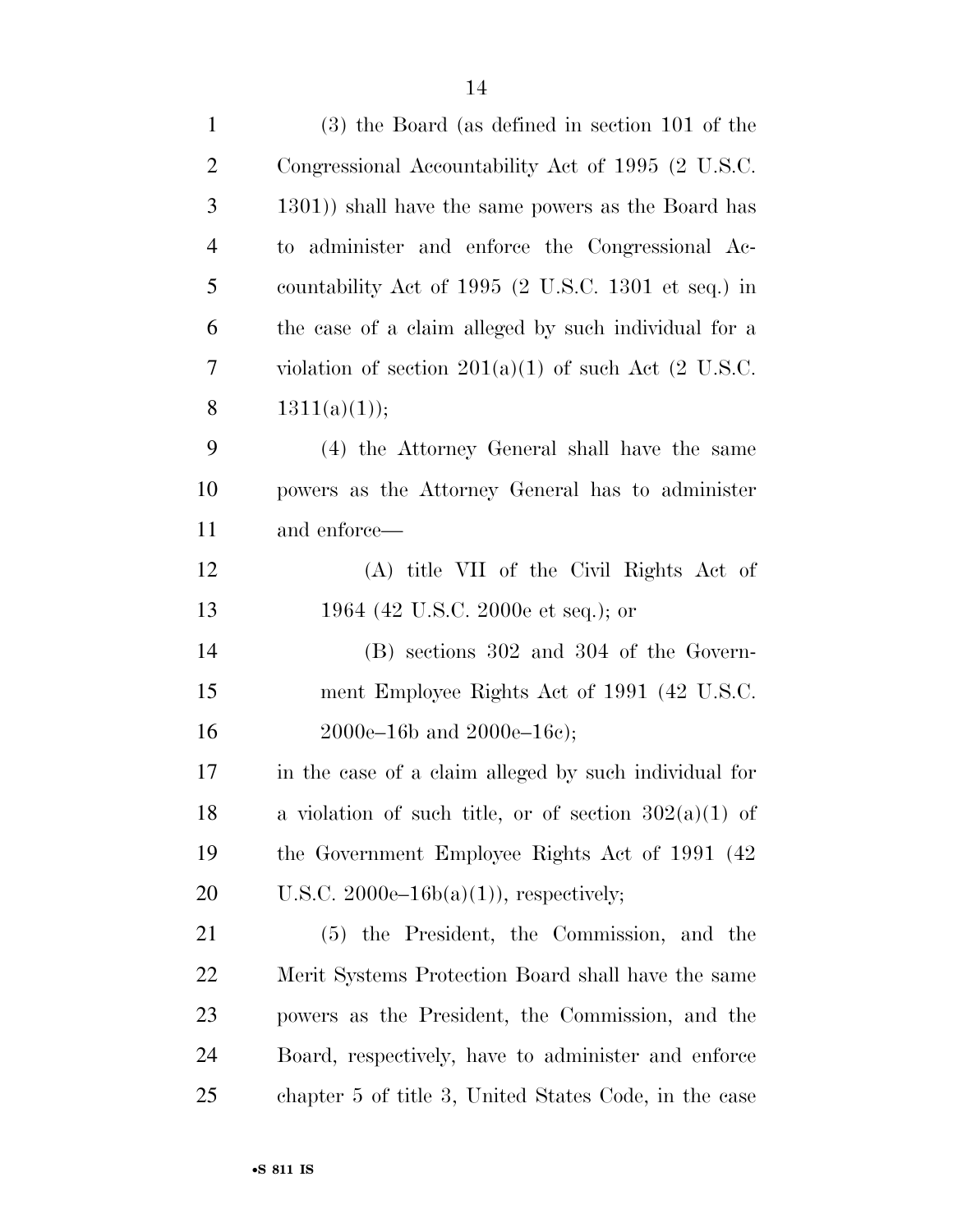(3) the Board (as defined in section 101 of the Congressional Accountability Act of 1995 (2 U.S.C. 1301)) shall have the same powers as the Board has to administer and enforce the Congressional Accountability Act of 1995 (2 U.S.C. 1301 et seq.) in the case of a claim alleged by such individual for a violation of section 201(a)(1) of such Act (2 U.S.C. 1311(a)(1));

(4) the Attorney General shall have the same powers as the Attorney General has to administer and enforce—

(A) title VII of the Civil Rights Act of 1964 (42 U.S.C. 2000e et seq.); or

(B) sections 302 and 304 of the Government Employee Rights Act of 1991 (42 U.S.C. 2000e–16b and 2000e–16c);

in the case of a claim alleged by such individual for a violation of such title, or of section 302(a)(1) of the Government Employee Rights Act of 1991 (42 U.S.C. 2000e–16b(a)(1)), respectively;

(5) the President, the Commission, and the Merit Systems Protection Board shall have the same powers as the President, the Commission, and the Board, respectively, have to administer and enforce chapter 5 of title 3, United States Code, in the case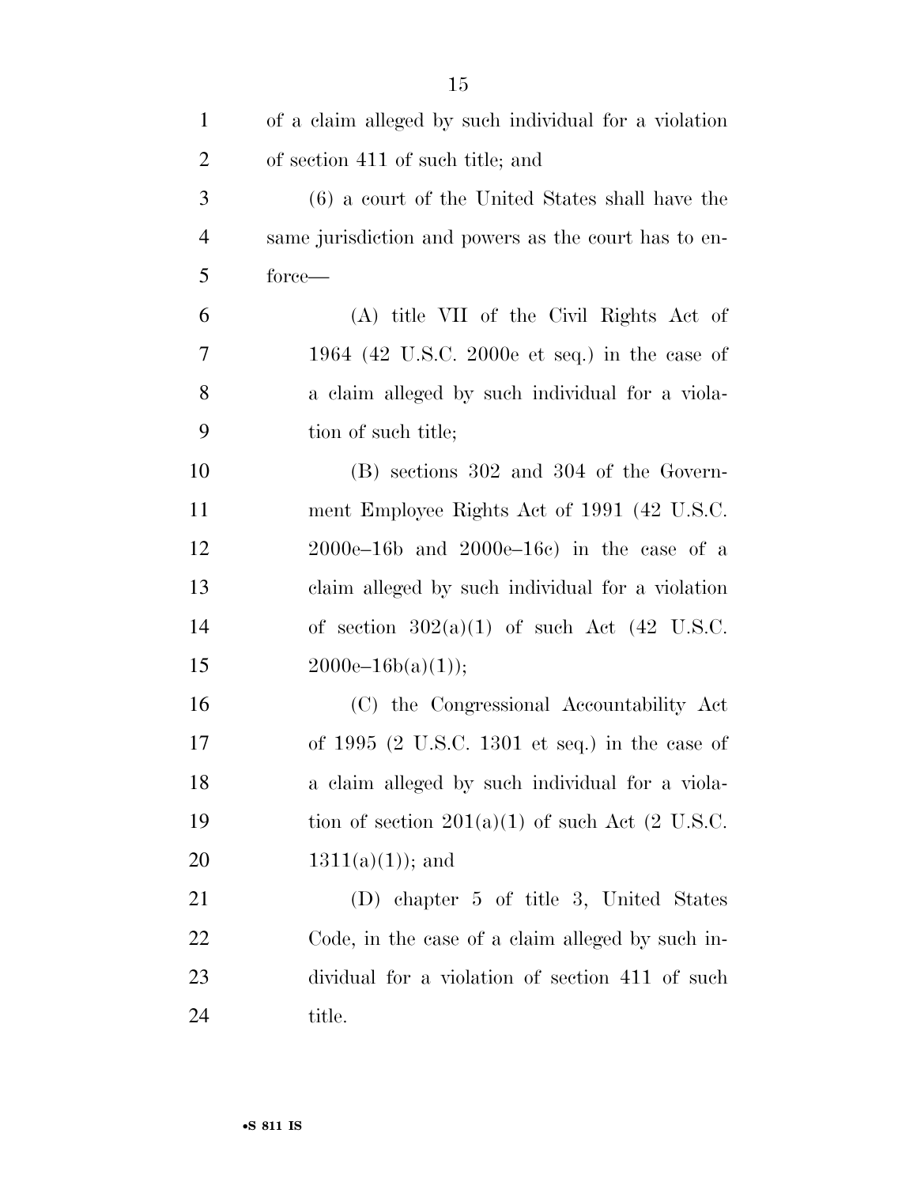of a claim alleged by such individual for a violation of section 411 of such title; and

(6) a court of the United States shall have the same jurisdiction and powers as the court has to enforce—

(A) title VII of the Civil Rights Act of 1964 (42 U.S.C. 2000e et seq.) in the case of a claim alleged by such individual for a violation of such title;

(B) sections 302 and 304 of the Government Employee Rights Act of 1991 (42 U.S.C. 2000e–16b and 2000e–16c) in the case of a claim alleged by such individual for a violation of section 302(a)(1) of such Act (42 U.S.C. 2000e–16b(a)(1));

(C) the Congressional Accountability Act of 1995 (2 U.S.C. 1301 et seq.) in the case of a claim alleged by such individual for a violation of section 201(a)(1) of such Act (2 U.S.C. 1311(a)(1)); and

(D) chapter 5 of title 3, United States Code, in the case of a claim alleged by such individual for a violation of section 411 of such title.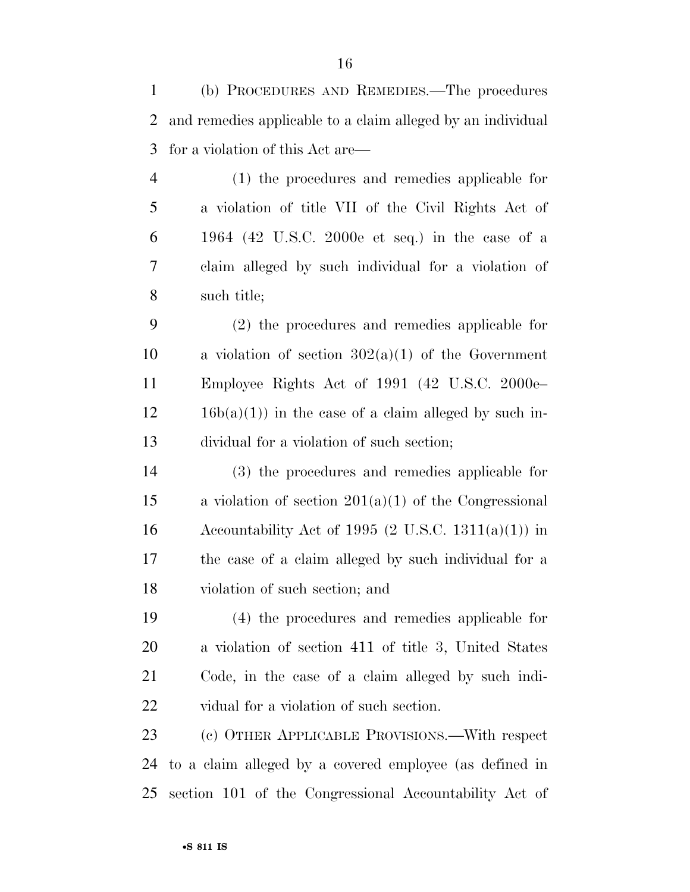(b) PROCEDURES AND REMEDIES.—The procedures and remedies applicable to a claim alleged by an individual for a violation of this Act are—

(1) the procedures and remedies applicable for a violation of title VII of the Civil Rights Act of 1964 (42 U.S.C. 2000e et seq.) in the case of a claim alleged by such individual for a violation of such title;

(2) the procedures and remedies applicable for a violation of section 302(a)(1) of the Government Employee Rights Act of 1991 (42 U.S.C. 2000e–16b(a)(1)) in the case of a claim alleged by such individual for a violation of such section;

(3) the procedures and remedies applicable for a violation of section 201(a)(1) of the Congressional Accountability Act of 1995 (2 U.S.C. 1311(a)(1)) in the case of a claim alleged by such individual for a violation of such section; and

(4) the procedures and remedies applicable for a violation of section 411 of title 3, United States Code, in the case of a claim alleged by such individual for a violation of such section.

(c) OTHER APPLICABLE PROVISIONS.—With respect to a claim alleged by a covered employee (as defined in section 101 of the Congressional Accountability Act of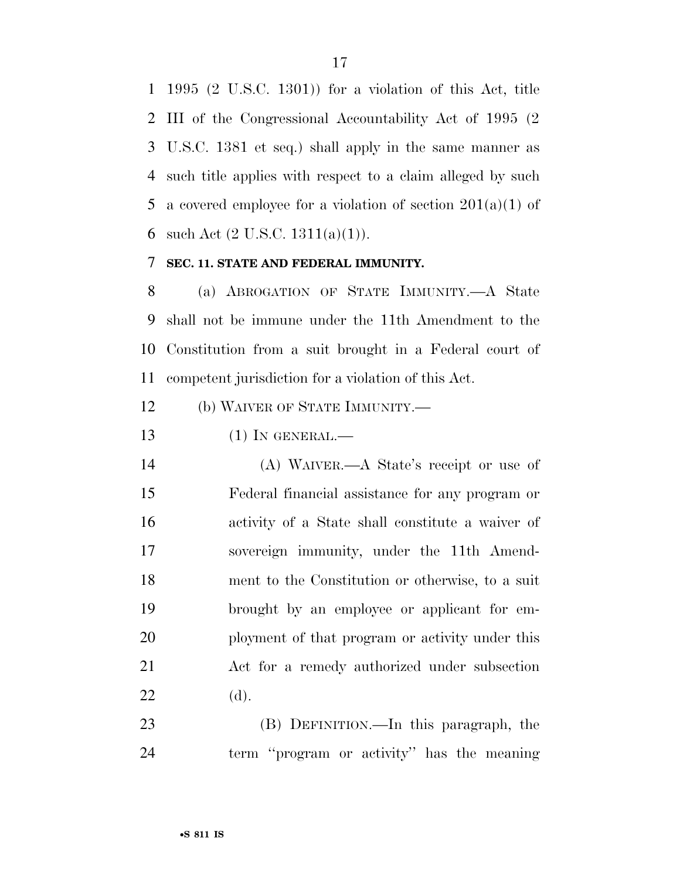1995 (2 U.S.C. 1301)) for a violation of this Act, title III of the Congressional Accountability Act of 1995 (2 U.S.C. 1381 et seq.) shall apply in the same manner as such title applies with respect to a claim alleged by such a covered employee for a violation of section 201(a)(1) of such Act (2 U.S.C. 1311(a)(1)).

**SEC. 11. STATE AND FEDERAL IMMUNITY.**

(a) ABROGATION OF STATE IMMUNITY.—A State shall not be immune under the 11th Amendment to the Constitution from a suit brought in a Federal court of competent jurisdiction for a violation of this Act.

(b) WAIVER OF STATE IMMUNITY.—

(1) IN GENERAL.—

(A) WAIVER.—A State's receipt or use of Federal financial assistance for any program or activity of a State shall constitute a waiver of sovereign immunity, under the 11th Amendment to the Constitution or otherwise, to a suit brought by an employee or applicant for employment of that program or activity under this Act for a remedy authorized under subsection (d).

(B) DEFINITION.—In this paragraph, the term ''program or activity'' has the meaning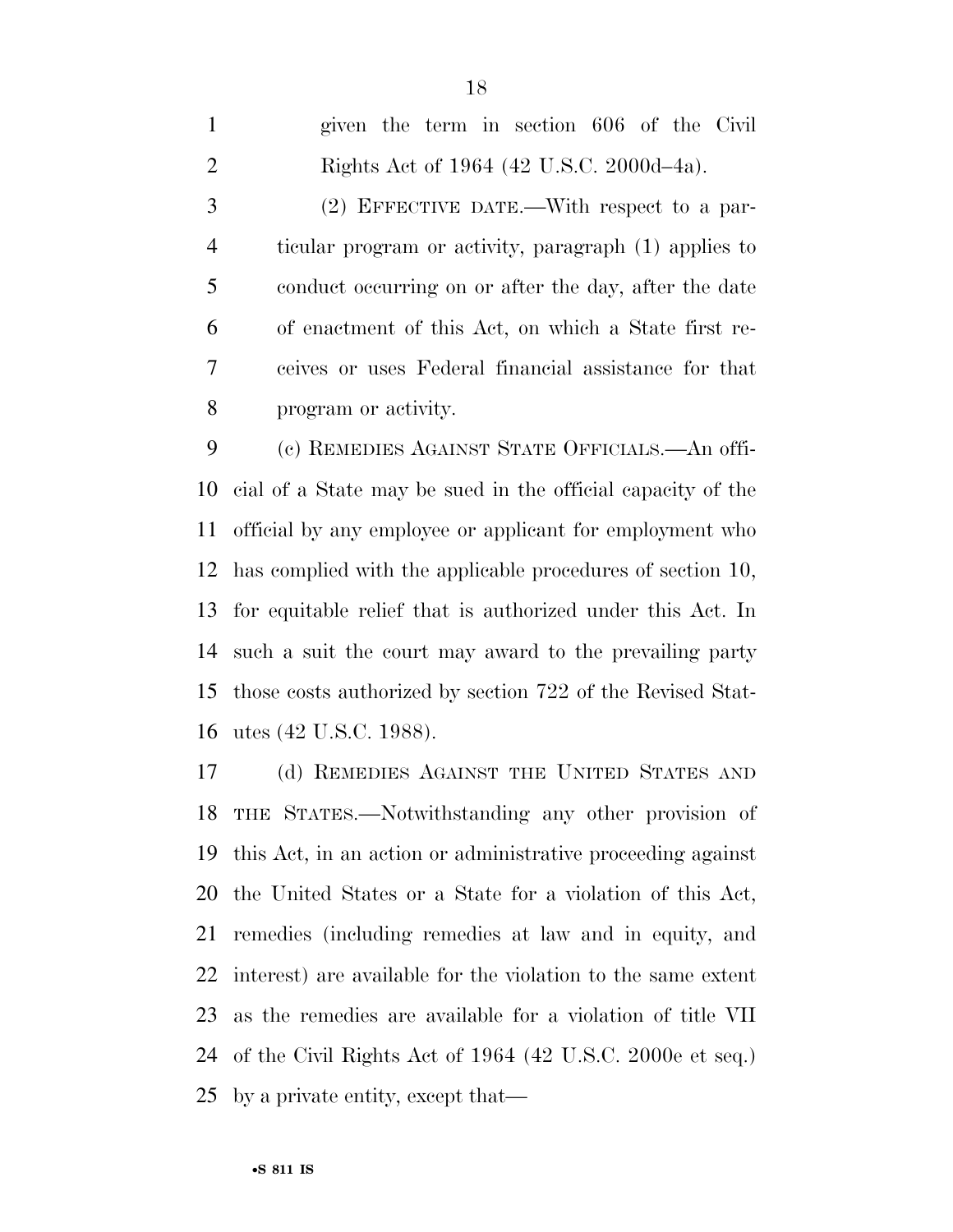given the term in section 606 of the Civil Rights Act of 1964 (42 U.S.C. 2000d–4a).

(2) EFFECTIVE DATE.—With respect to a particular program or activity, paragraph (1) applies to conduct occurring on or after the day, after the date of enactment of this Act, on which a State first receives or uses Federal financial assistance for that program or activity.

(c) REMEDIES AGAINST STATE OFFICIALS.—An official of a State may be sued in the official capacity of the official by any employee or applicant for employment who has complied with the applicable procedures of section 10, for equitable relief that is authorized under this Act. In such a suit the court may award to the prevailing party those costs authorized by section 722 of the Revised Statutes (42 U.S.C. 1988).

(d) REMEDIES AGAINST THE UNITED STATES AND THE STATES.—Notwithstanding any other provision of this Act, in an action or administrative proceeding against the United States or a State for a violation of this Act, remedies (including remedies at law and in equity, and interest) are available for the violation to the same extent as the remedies are available for a violation of title VII of the Civil Rights Act of 1964 (42 U.S.C. 2000e et seq.) by a private entity, except that—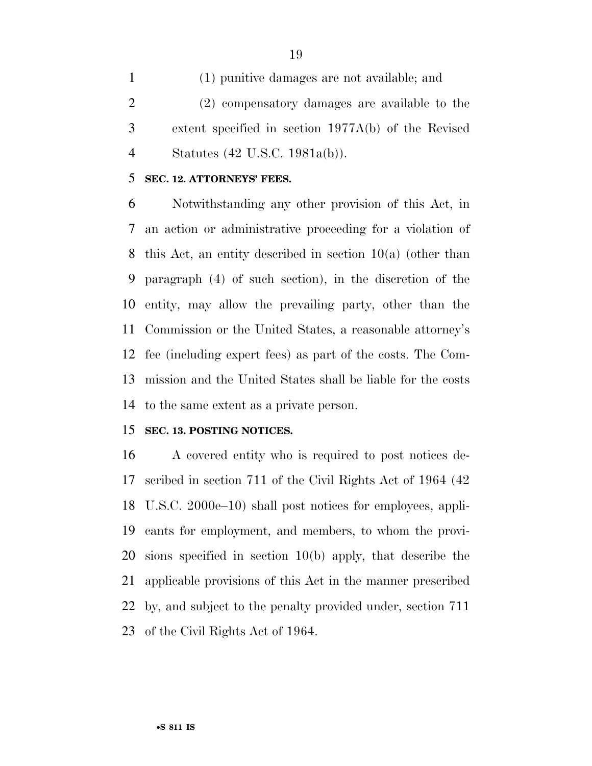(1) punitive damages are not available; and

(2) compensatory damages are available to the extent specified in section 1977A(b) of the Revised Statutes (42 U.S.C. 1981a(b)).

**SEC. 12. ATTORNEYS' FEES.**

Notwithstanding any other provision of this Act, in an action or administrative proceeding for a violation of this Act, an entity described in section 10(a) (other than paragraph (4) of such section), in the discretion of the entity, may allow the prevailing party, other than the Commission or the United States, a reasonable attorney's fee (including expert fees) as part of the costs. The Commission and the United States shall be liable for the costs to the same extent as a private person.

**SEC. 13. POSTING NOTICES.**

A covered entity who is required to post notices described in section 711 of the Civil Rights Act of 1964 (42 U.S.C. 2000e–10) shall post notices for employees, applicants for employment, and members, to whom the provisions specified in section 10(b) apply, that describe the applicable provisions of this Act in the manner prescribed by, and subject to the penalty provided under, section 711 of the Civil Rights Act of 1964.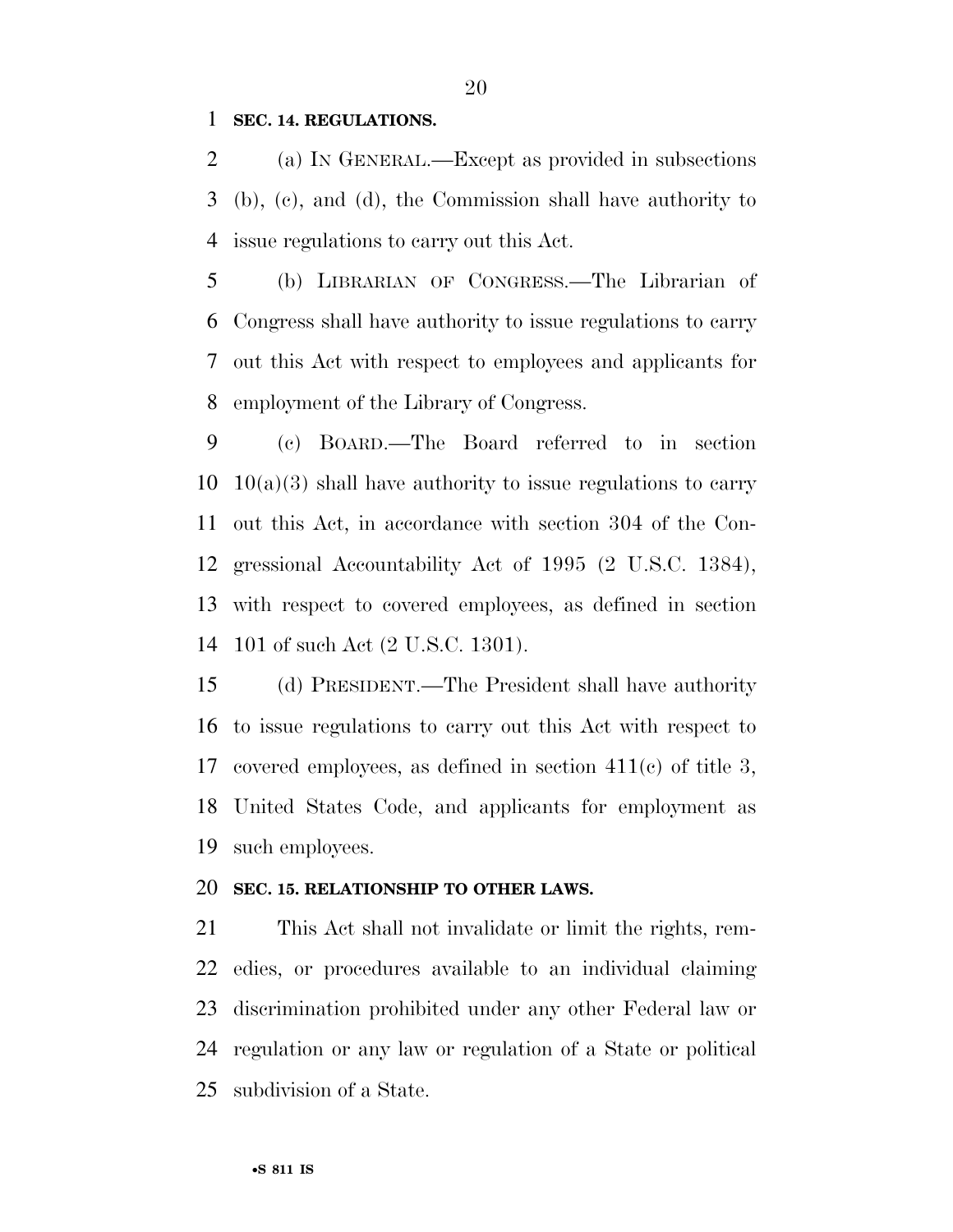**SEC. 14. REGULATIONS.**

(a) IN GENERAL.—Except as provided in subsections (b), (c), and (d), the Commission shall have authority to issue regulations to carry out this Act.

(b) LIBRARIAN OF CONGRESS.—The Librarian of Congress shall have authority to issue regulations to carry out this Act with respect to employees and applicants for employment of the Library of Congress.

(c) BOARD.—The Board referred to in section 10(a)(3) shall have authority to issue regulations to carry out this Act, in accordance with section 304 of the Congressional Accountability Act of 1995 (2 U.S.C. 1384), with respect to covered employees, as defined in section 101 of such Act (2 U.S.C. 1301).

(d) PRESIDENT.—The President shall have authority to issue regulations to carry out this Act with respect to covered employees, as defined in section 411(c) of title 3, United States Code, and applicants for employment as such employees.

**SEC. 15. RELATIONSHIP TO OTHER LAWS.**

This Act shall not invalidate or limit the rights, remedies, or procedures available to an individual claiming discrimination prohibited under any other Federal law or regulation or any law or regulation of a State or political subdivision of a State.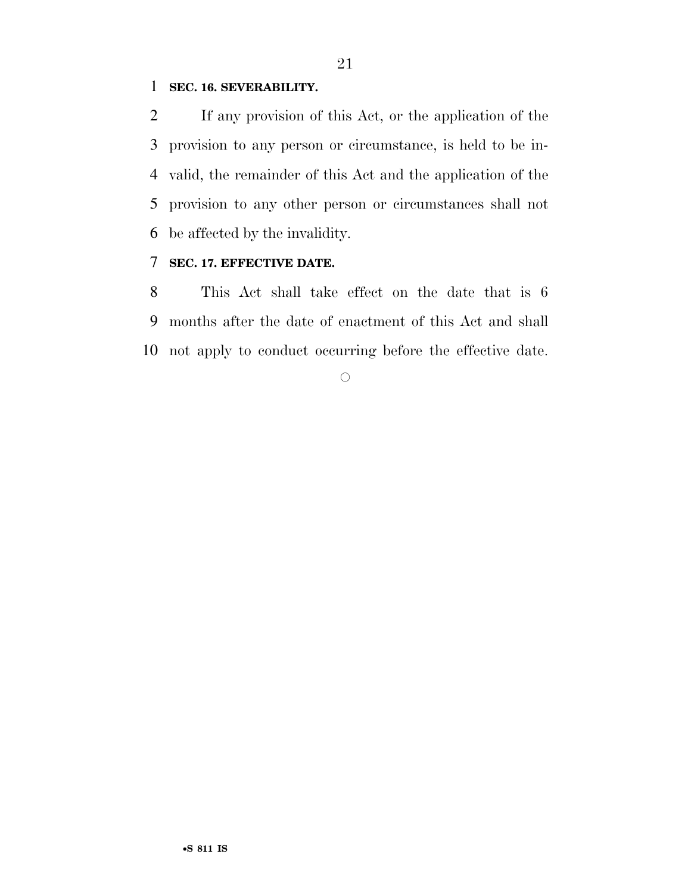**SEC. 16. SEVERABILITY.**

If any provision of this Act, or the application of the provision to any person or circumstance, is held to be invalid, the remainder of this Act and the application of the provision to any other person or circumstances shall not be affected by the invalidity.

**SEC. 17. EFFECTIVE DATE.**

This Act shall take effect on the date that is 6 months after the date of enactment of this Act and shall not apply to conduct occurring before the effective date.

○